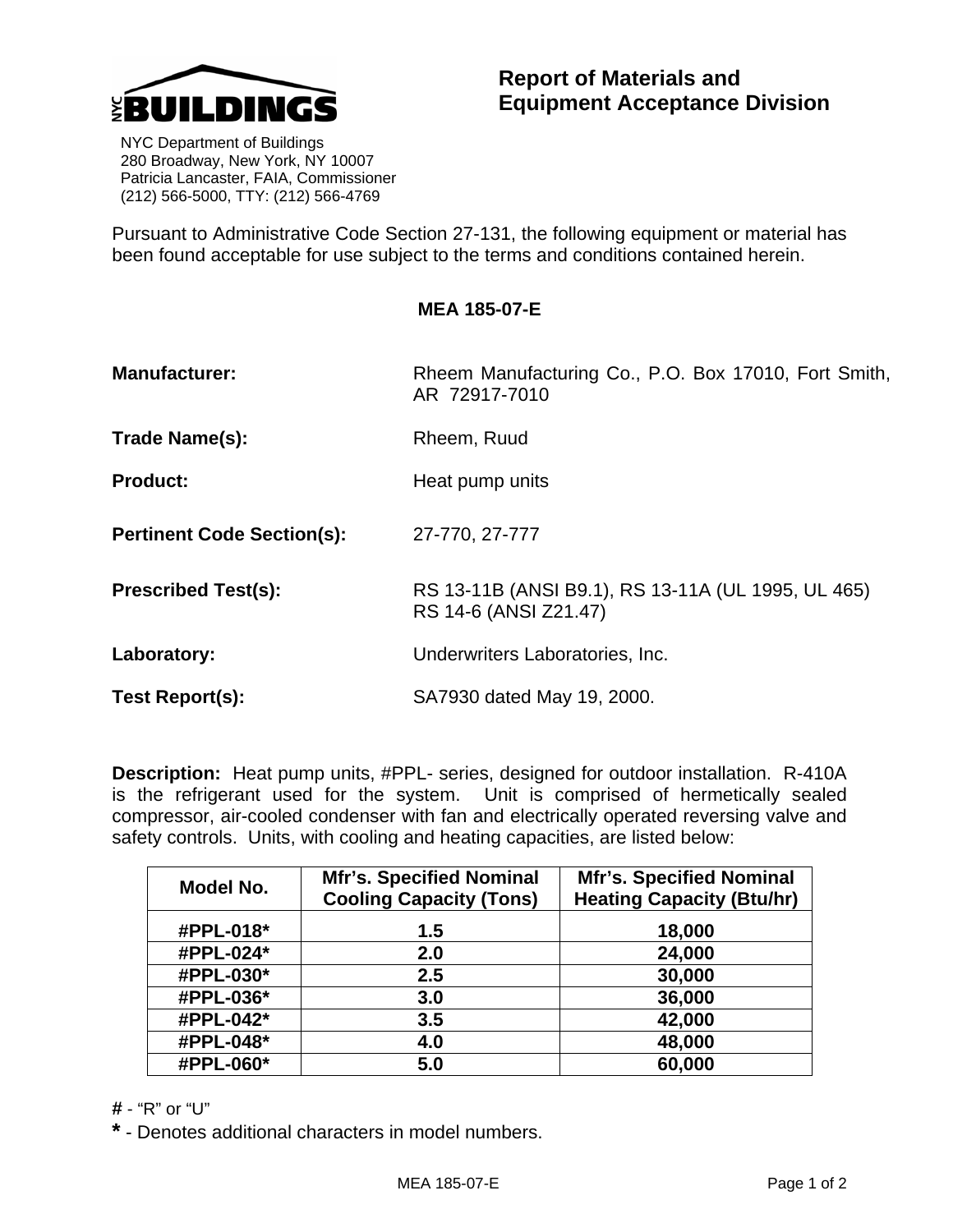NYC BUILDINGS

NYC Department of Buildings
280 Broadway, New York, NY 10007
Patricia Lancaster, FAIA, Commissioner
(212) 566-5000, TTY: (212) 566-4769

## Report of Materials and Equipment Acceptance Division

Pursuant to Administrative Code Section 27-131, the following equipment or material has been found acceptable for use subject to the terms and conditions contained herein.

**MEA 185-07-E**

**Manufacturer:** Rheem Manufacturing Co., P.O. Box 17010, Fort Smith, AR 72917-7010

**Trade Name(s):** Rheem, Ruud

**Product:** Heat pump units

**Pertinent Code Section(s):** 27-770, 27-777

**Prescribed Test(s):** RS 13-11B (ANSI B9.1), RS 13-11A (UL 1995, UL 465) RS 14-6 (ANSI Z21.47)

**Laboratory:** Underwriters Laboratories, Inc.

**Test Report(s):** SA7930 dated May 19, 2000.

**Description:** Heat pump units, #PPL- series, designed for outdoor installation. R-410A is the refrigerant used for the system. Unit is comprised of hermetically sealed compressor, air-cooled condenser with fan and electrically operated reversing valve and safety controls. Units, with cooling and heating capacities, are listed below:

| Model No. | Mfr's. Specified Nominal Cooling Capacity (Tons) | Mfr's. Specified Nominal Heating Capacity (Btu/hr) |
|---|---|---|
| #PPL-018* | 1.5 | 18,000 |
| #PPL-024* | 2.0 | 24,000 |
| #PPL-030* | 2.5 | 30,000 |
| #PPL-036* | 3.0 | 36,000 |
| #PPL-042* | 3.5 | 42,000 |
| #PPL-048* | 4.0 | 48,000 |
| #PPL-060* | 5.0 | 60,000 |

**#** - "R" or "U"

**\*** - Denotes additional characters in model numbers.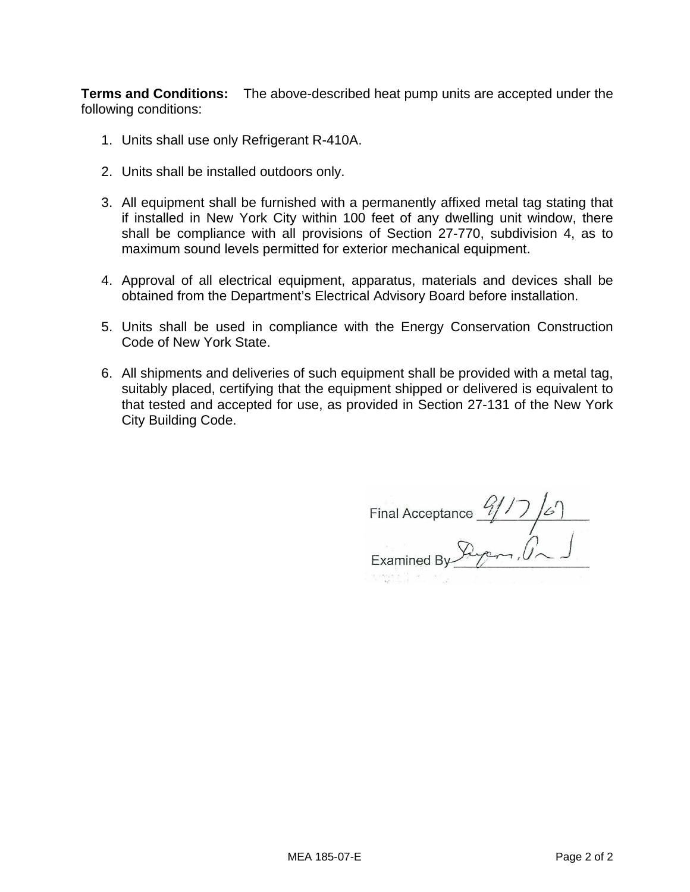**Terms and Conditions:** The above-described heat pump units are accepted under the following conditions:

1. Units shall use only Refrigerant R-410A.

2. Units shall be installed outdoors only.

3. All equipment shall be furnished with a permanently affixed metal tag stating that if installed in New York City within 100 feet of any dwelling unit window, there shall be compliance with all provisions of Section 27-770, subdivision 4, as to maximum sound levels permitted for exterior mechanical equipment.

4. Approval of all electrical equipment, apparatus, materials and devices shall be obtained from the Department's Electrical Advisory Board before installation.

5. Units shall be used in compliance with the Energy Conservation Construction Code of New York State.

6. All shipments and deliveries of such equipment shall be provided with a metal tag, suitably placed, certifying that the equipment shipped or delivered is equivalent to that tested and accepted for use, as provided in Section 27-131 of the New York City Building Code.

Final Acceptance 9/17/07

Examined By [signature]

MEA 185-07-E